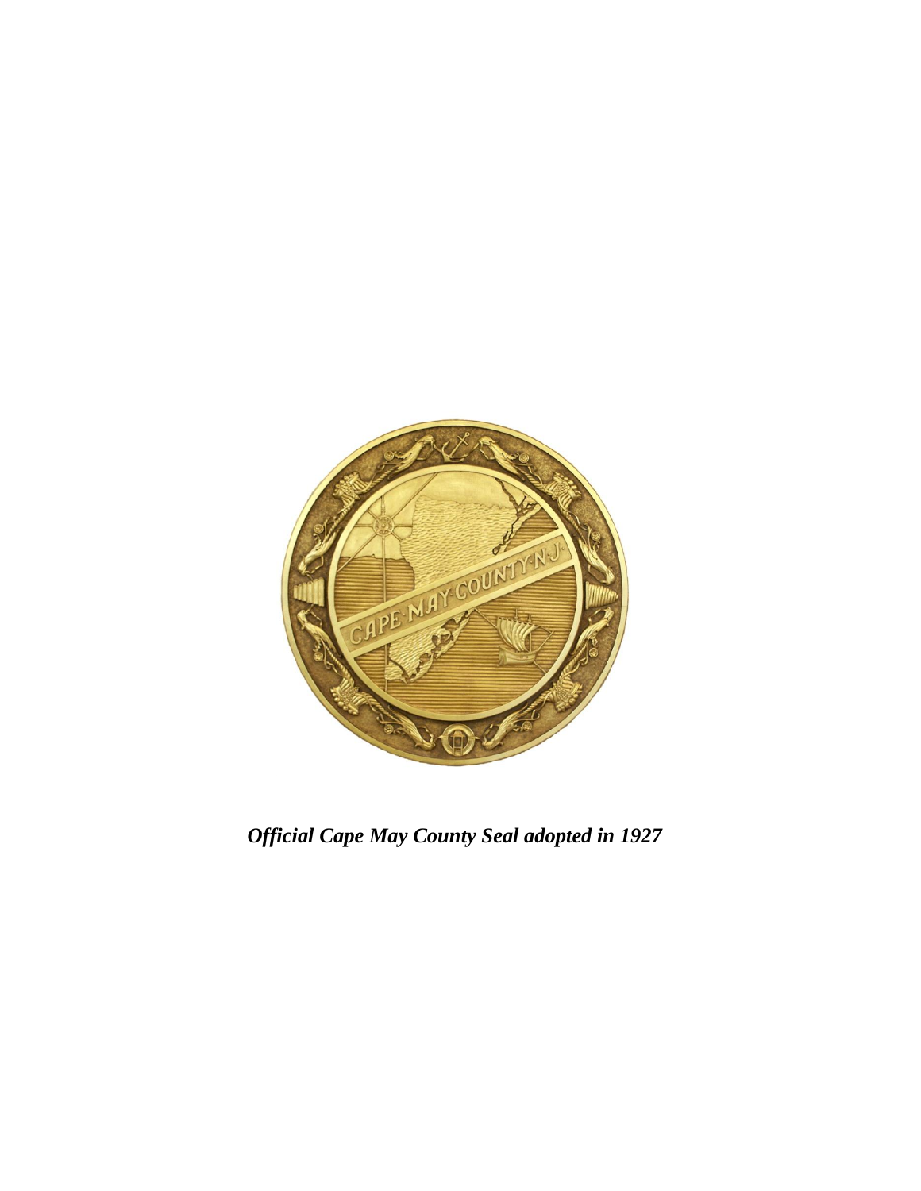***Official Cape May County Seal adopted in 1927***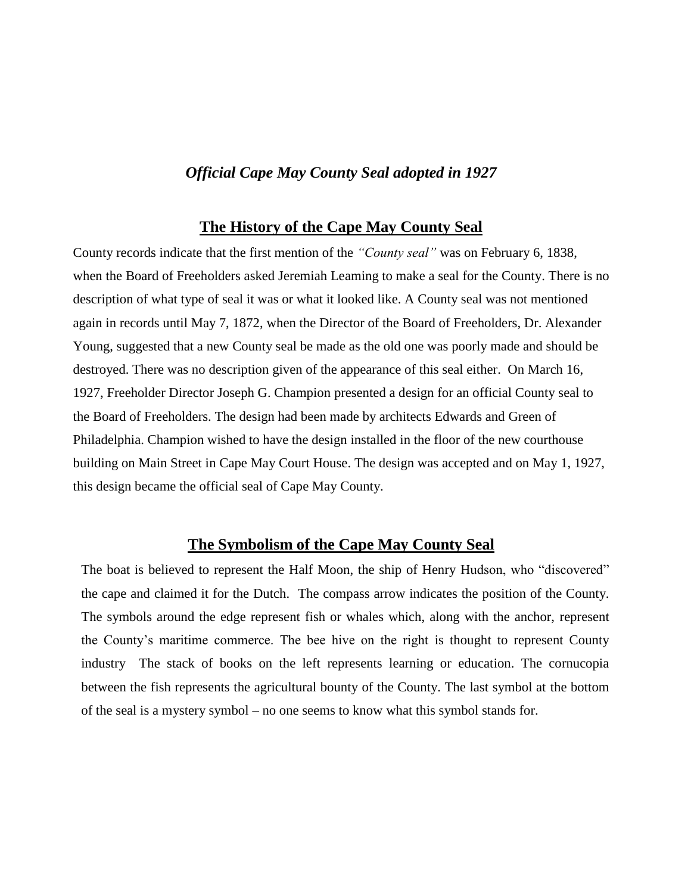***Official Cape May County Seal adopted in 1927***

## The History of the Cape May County Seal

County records indicate that the first mention of the *"County seal"* was on February 6, 1838, when the Board of Freeholders asked Jeremiah Leaming to make a seal for the County. There is no description of what type of seal it was or what it looked like. A County seal was not mentioned again in records until May 7, 1872, when the Director of the Board of Freeholders, Dr. Alexander Young, suggested that a new County seal be made as the old one was poorly made and should be destroyed. There was no description given of the appearance of this seal either. On March 16, 1927, Freeholder Director Joseph G. Champion presented a design for an official County seal to the Board of Freeholders. The design had been made by architects Edwards and Green of Philadelphia. Champion wished to have the design installed in the floor of the new courthouse building on Main Street in Cape May Court House. The design was accepted and on May 1, 1927, this design became the official seal of Cape May County.

## The Symbolism of the Cape May County Seal

The boat is believed to represent the Half Moon, the ship of Henry Hudson, who "discovered" the cape and claimed it for the Dutch. The compass arrow indicates the position of the County. The symbols around the edge represent fish or whales which, along with the anchor, represent the County's maritime commerce. The bee hive on the right is thought to represent County industry The stack of books on the left represents learning or education. The cornucopia between the fish represents the agricultural bounty of the County. The last symbol at the bottom of the seal is a mystery symbol – no one seems to know what this symbol stands for.